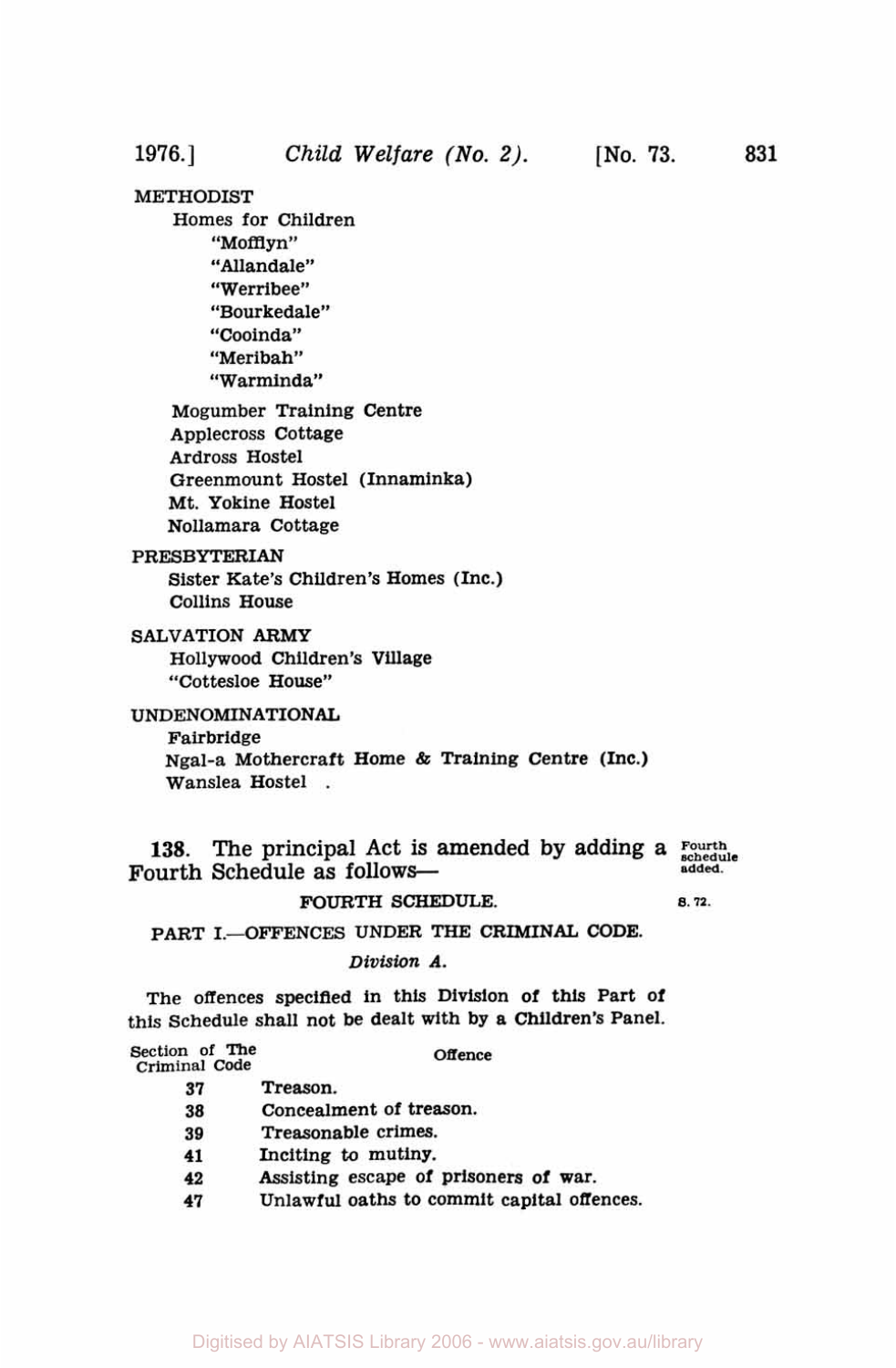METHODIST

Homes for Children

"Mofflyn"
"Allandale"
"Werribee"
"Bourkedale"
"Cooinda"
"Meribah"
"Warminda"

Mogumber Training Centre
Applecross Cottage
Ardross Hostel
Greenmount Hostel (Innaminka)
Mt. Yokine Hostel
Nollamara Cottage

PRESBYTERIAN

Sister Kate's Children's Homes (Inc.)
Collins House

SALVATION ARMY

Hollywood Children's Village
"Cottesloe House"

UNDENOMINATIONAL

Fairbridge
Ngal-a Mothercraft Home & Training Centre (Inc.)
Wanslea Hostel .

**138.** The principal Act is amended by adding a Fourth Schedule as follows— *Fourth schedule added.*

FOURTH SCHEDULE. *s. 72.*

PART I.—OFFENCES UNDER THE CRIMINAL CODE.

*Division A.*

The offences specified in this Division of this Part of this Schedule shall not be dealt with by a Children's Panel.

| Section of The Criminal Code | Offence |
|---|---|
| 37 | Treason. |
| 38 | Concealment of treason. |
| 39 | Treasonable crimes. |
| 41 | Inciting to mutiny. |
| 42 | Assisting escape of prisoners of war. |
| 47 | Unlawful oaths to commit capital offences. |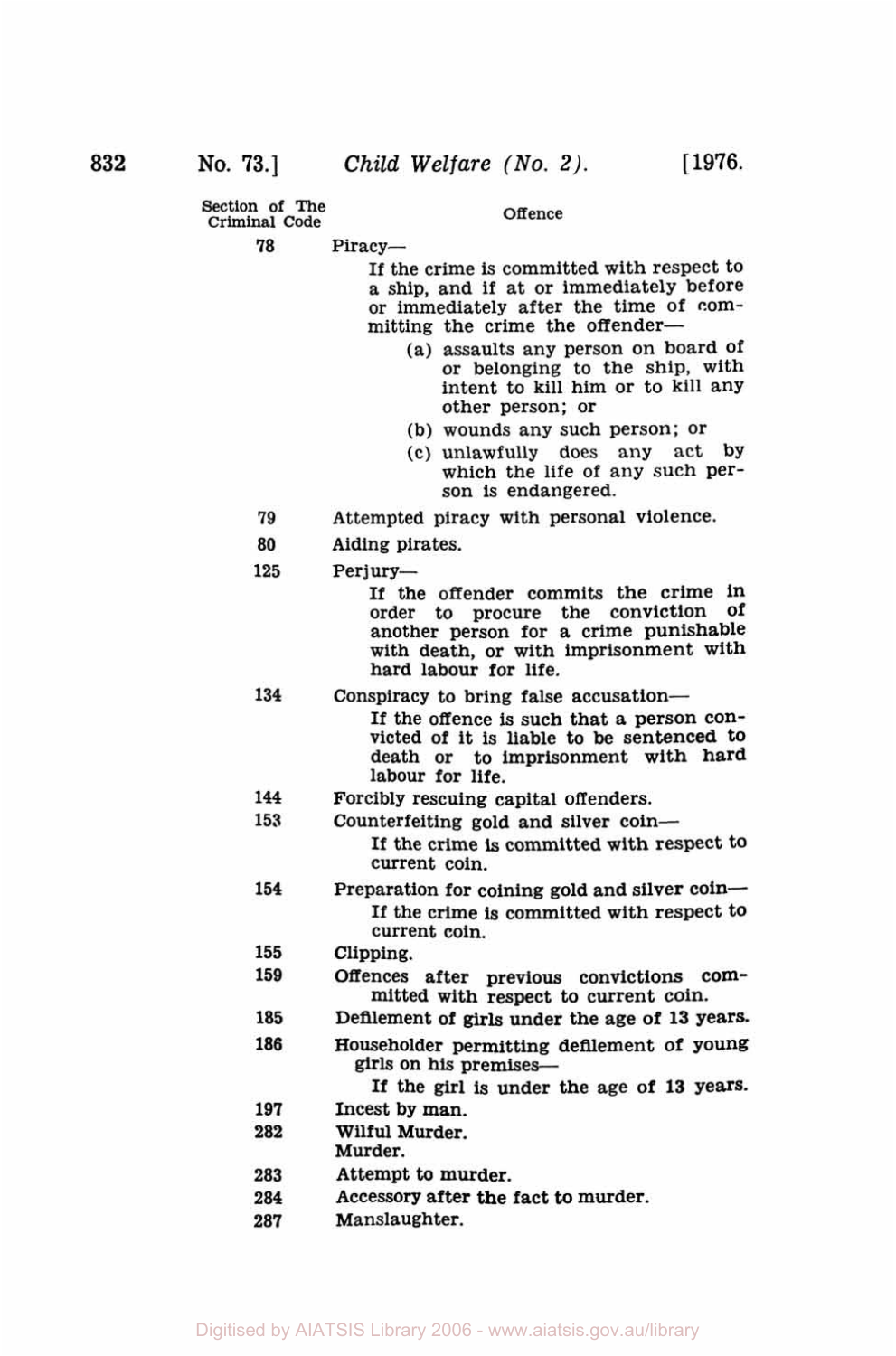| Section of The Criminal Code | Offence |
|---|---|
| 78 | Piracy—<br>If the crime is committed with respect to a ship, and if at or immediately before or immediately after the time of committing the crime the offender—<br>(a) assaults any person on board of or belonging to the ship, with intent to kill him or to kill any other person; or<br>(b) wounds any such person; or<br>(c) unlawfully does any act by which the life of any such person is endangered. |
| 79 | Attempted piracy with personal violence. |
| 80 | Aiding pirates. |
| 125 | Perjury—<br>If the offender commits the crime in order to procure the conviction of another person for a crime punishable with death, or with imprisonment with hard labour for life. |
| 134 | Conspiracy to bring false accusation—<br>If the offence is such that a person convicted of it is liable to be sentenced to death or to imprisonment with hard labour for life. |
| 144 | Forcibly rescuing capital offenders. |
| 153 | Counterfeiting gold and silver coin—<br>If the crime is committed with respect to current coin. |
| 154 | Preparation for coining gold and silver coin—<br>If the crime is committed with respect to current coin. |
| 155 | Clipping. |
| 159 | Offences after previous convictions committed with respect to current coin. |
| 185 | Defilement of girls under the age of 13 years. |
| 186 | Householder permitting defilement of young girls on his premises—<br>If the girl is under the age of 13 years. |
| 197 | Incest by man. |
| 282 | Wilful Murder.<br>Murder. |
| 283 | Attempt to murder. |
| 284 | Accessory after the fact to murder. |
| 287 | Manslaughter. |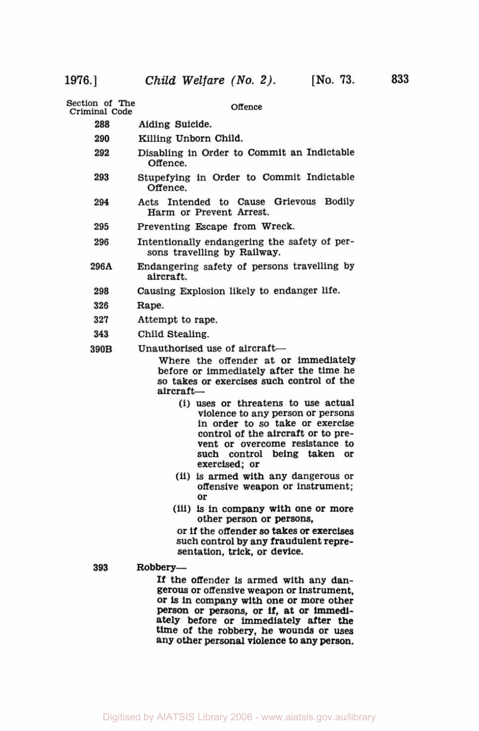| Section of The Criminal Code | Offence |
| --- | --- |
| 288 | Aiding Suicide. |
| 290 | Killing Unborn Child. |
| 292 | Disabling in Order to Commit an Indictable Offence. |
| 293 | Stupefying in Order to Commit Indictable Offence. |
| 294 | Acts Intended to Cause Grievous Bodily Harm or Prevent Arrest. |
| 295 | Preventing Escape from Wreck. |
| 296 | Intentionally endangering the safety of persons travelling by Railway. |
| 296A | Endangering safety of persons travelling by aircraft. |
| 298 | Causing Explosion likely to endanger life. |
| 326 | Rape. |
| 327 | Attempt to rape. |
| 343 | Child Stealing. |
| 390B | Unauthorised use of aircraft— Where the offender at or immediately before or immediately after the time he so takes or exercises such control of the aircraft— (i) uses or threatens to use actual violence to any person or persons in order to so take or exercise control of the aircraft or to prevent or overcome resistance to such control being taken or exercised; or (ii) is armed with any dangerous or offensive weapon or instrument; or (iii) is in company with one or more other person or persons, or if the offender so takes or exercises such control by any fraudulent representation, trick, or device. |
| 393 | Robbery— If the offender is armed with any dangerous or offensive weapon or instrument, or is in company with one or more other person or persons, or if, at or immediately before or immediately after the time of the robbery, he wounds or uses any other personal violence to any person. |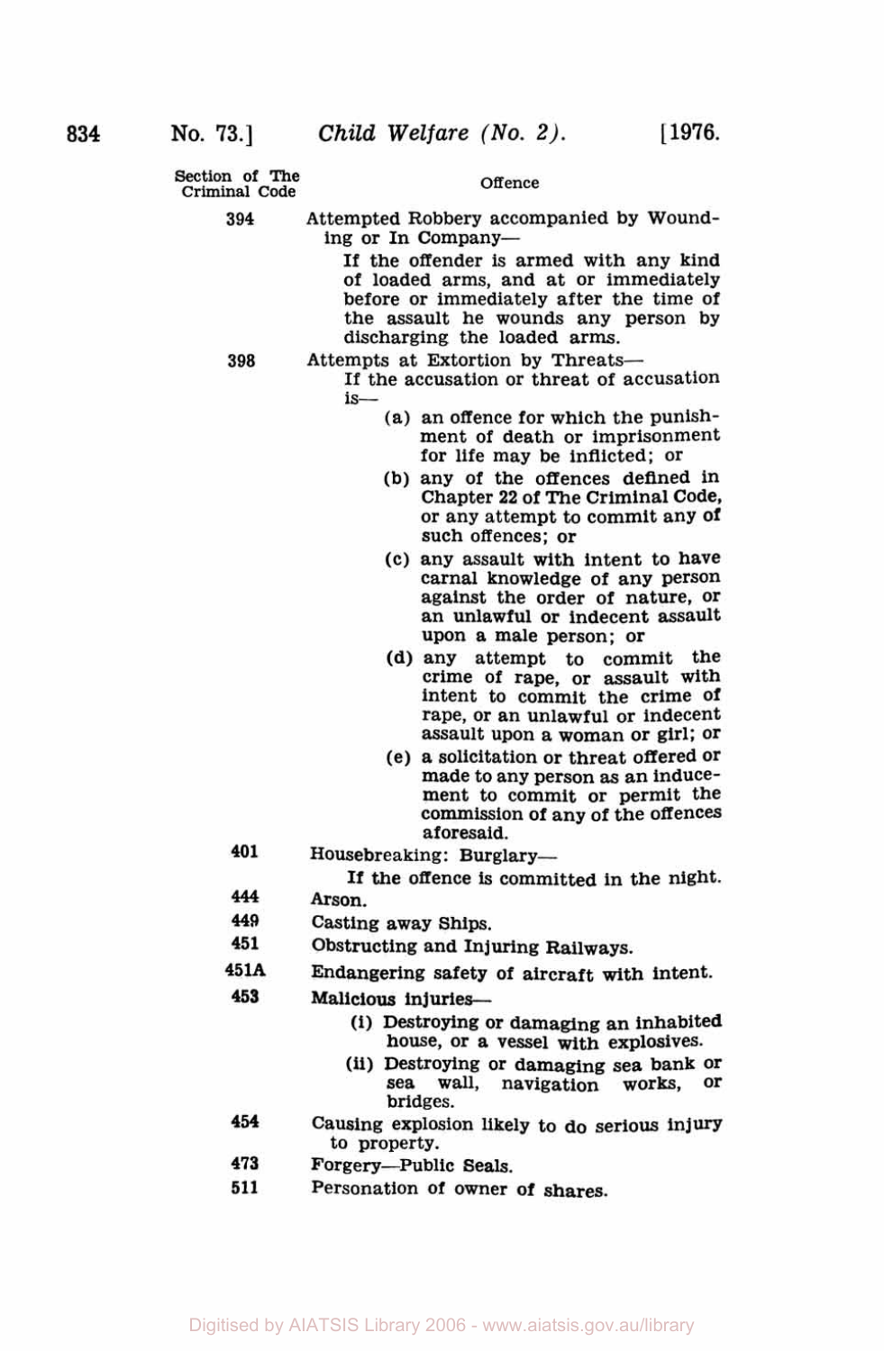| Section of The Criminal Code | Offence |
| --- | --- |
| 394 | Attempted Robbery accompanied by Wounding or In Company— If the offender is armed with any kind of loaded arms, and at or immediately before or immediately after the time of the assault he wounds any person by discharging the loaded arms. |
| 398 | Attempts at Extortion by Threats— If the accusation or threat of accusation is— (a) an offence for which the punishment of death or imprisonment for life may be inflicted; or (b) any of the offences defined in Chapter 22 of The Criminal Code, or any attempt to commit any of such offences; or (c) any assault with intent to have carnal knowledge of any person against the order of nature, or an unlawful or indecent assault upon a male person; or (d) any attempt to commit the crime of rape, or assault with intent to commit the crime of rape, or an unlawful or indecent assault upon a woman or girl; or (e) a solicitation or threat offered or made to any person as an inducement to commit or permit the commission of any of the offences aforesaid. |
| 401 | Housebreaking: Burglary— If the offence is committed in the night. |
| 444 | Arson. |
| 449 | Casting away Ships. |
| 451 | Obstructing and Injuring Railways. |
| 451A | Endangering safety of aircraft with intent. |
| 453 | Malicious injuries— (i) Destroying or damaging an inhabited house, or a vessel with explosives. (ii) Destroying or damaging sea bank or sea wall, navigation works, or bridges. |
| 454 | Causing explosion likely to do serious injury to property. |
| 473 | Forgery—Public Seals. |
| 511 | Personation of owner of shares. |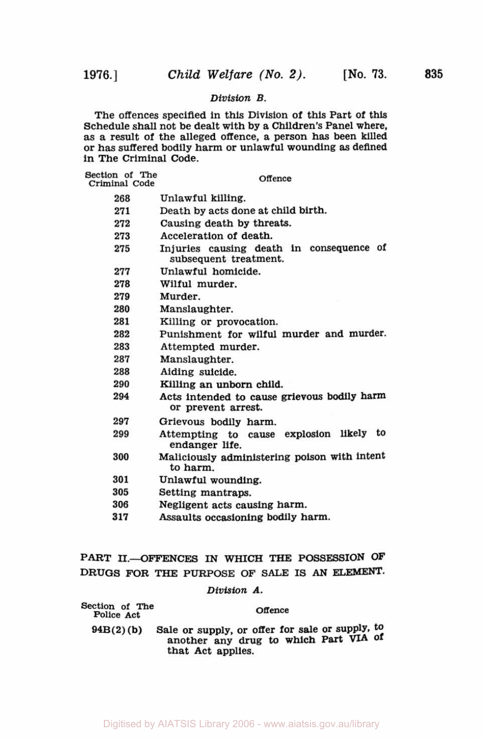*Division B.*

The offences specified in this Division of this Part of this Schedule shall not be dealt with by a Children's Panel where, as a result of the alleged offence, a person has been killed or has suffered bodily harm or unlawful wounding as defined in The Criminal Code.

| Section of The Criminal Code | Offence |
|---|---|
| 268 | Unlawful killing. |
| 271 | Death by acts done at child birth. |
| 272 | Causing death by threats. |
| 273 | Acceleration of death. |
| 275 | Injuries causing death in consequence of subsequent treatment. |
| 277 | Unlawful homicide. |
| 278 | Wilful murder. |
| 279 | Murder. |
| 280 | Manslaughter. |
| 281 | Killing or provocation. |
| 282 | Punishment for wilful murder and murder. |
| 283 | Attempted murder. |
| 287 | Manslaughter. |
| 288 | Aiding suicide. |
| 290 | Killing an unborn child. |
| 294 | Acts intended to cause grievous bodily harm or prevent arrest. |
| 297 | Grievous bodily harm. |
| 299 | Attempting to cause explosion likely to endanger life. |
| 300 | Maliciously administering poison with intent to harm. |
| 301 | Unlawful wounding. |
| 305 | Setting mantraps. |
| 306 | Negligent acts causing harm. |
| 317 | Assaults occasioning bodily harm. |

## PART II.—OFFENCES IN WHICH THE POSSESSION OF DRUGS FOR THE PURPOSE OF SALE IS AN ELEMENT.

*Division A.*

| Section of The Police Act | Offence |
|---|---|
| 94B(2)(b) | Sale or supply, or offer for sale or supply, to another any drug to which Part VIA of that Act applies. |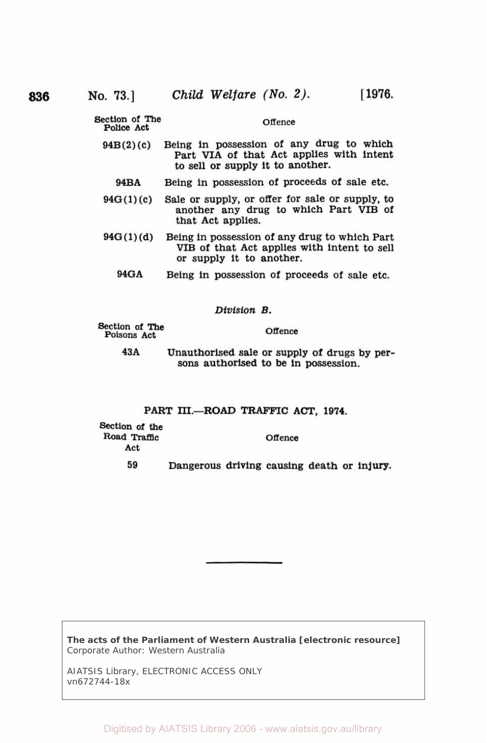| Section of The Police Act | Offence |
| --- | --- |
| 94B(2)(c) | Being in possession of any drug to which Part VIA of that Act applies with intent to sell or supply it to another. |
| 94BA | Being in possession of proceeds of sale etc. |
| 94G(1)(c) | Sale or supply, or offer for sale or supply, to another any drug to which Part VIB of that Act applies. |
| 94G(1)(d) | Being in possession of any drug to which Part VIB of that Act applies with intent to sell or supply it to another. |
| 94GA | Being in possession of proceeds of sale etc. |

*Division B.*

| Section of The Poisons Act | Offence |
| --- | --- |
| 43A | Unauthorised sale or supply of drugs by persons authorised to be in possession. |

## PART III.—ROAD TRAFFIC ACT, 1974.

| Section of the Road Traffic Act | Offence |
| --- | --- |
| 59 | Dangerous driving causing death or injury. |

The acts of the Parliament of Western Australia [electronic resource]
Corporate Author: Western Australia

AIATSIS Library, ELECTRONIC ACCESS ONLY
vn672744-18x

Digitised by AIATSIS Library 2006 - www.aiatsis.gov.au/library